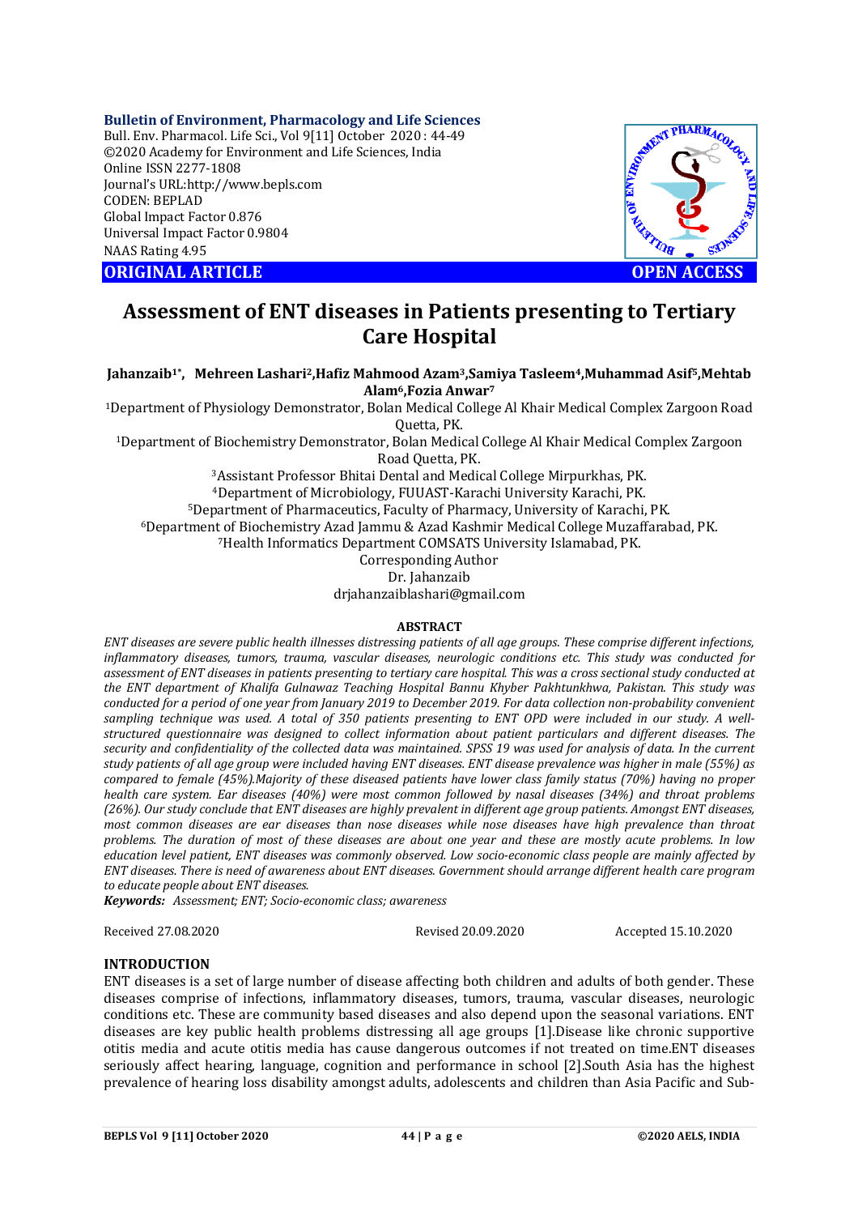**Bulletin of Environment, Pharmacology and Life Sciences**
Bull. Env. Pharmacol. Life Sci., Vol 9[11] October 2020 : 44-49
©2020 Academy for Environment and Life Sciences, India
Online ISSN 2277-1808
Journal's URL:http://www.bepls.com
CODEN: BEPLAD
Global Impact Factor 0.876
Universal Impact Factor 0.9804
NAAS Rating 4.95

**ORIGINAL ARTICLE** **OPEN ACCESS**

# Assessment of ENT diseases in Patients presenting to Tertiary Care Hospital

**Jahanzaib[1*], Mehreen Lashari[2], Hafiz Mahmood Azam[3], Samiya Tasleem[4], Muhammad Asif[5], Mehtab Alam[6], Fozia Anwar[7]**

[1]Department of Physiology Demonstrator, Bolan Medical College Al Khair Medical Complex Zargoon Road Quetta, PK.
[1]Department of Biochemistry Demonstrator, Bolan Medical College Al Khair Medical Complex Zargoon Road Quetta, PK.
[3]Assistant Professor Bhitai Dental and Medical College Mirpurkhas, PK.
[4]Department of Microbiology, FUUAST-Karachi University Karachi, PK.
[5]Department of Pharmaceutics, Faculty of Pharmacy, University of Karachi, PK.
[6]Department of Biochemistry Azad Jammu & Azad Kashmir Medical College Muzaffarabad, PK.
[7]Health Informatics Department COMSATS University Islamabad, PK.
Corresponding Author
Dr. Jahanzaib
drjahanzaiblashari@gmail.com

## ABSTRACT

*ENT diseases are severe public health illnesses distressing patients of all age groups. These comprise different infections, inflammatory diseases, tumors, trauma, vascular diseases, neurologic conditions etc. This study was conducted for assessment of ENT diseases in patients presenting to tertiary care hospital. This was a cross sectional study conducted at the ENT department of Khalifa Gulnawaz Teaching Hospital Bannu Khyber Pakhtunkhwa, Pakistan. This study was conducted for a period of one year from January 2019 to December 2019. For data collection non-probability convenient sampling technique was used. A total of 350 patients presenting to ENT OPD were included in our study. A well-structured questionnaire was designed to collect information about patient particulars and different diseases. The security and confidentiality of the collected data was maintained. SPSS 19 was used for analysis of data. In the current study patients of all age group were included having ENT diseases. ENT disease prevalence was higher in male (55%) as compared to female (45%).Majority of these diseased patients have lower class family status (70%) having no proper health care system. Ear diseases (40%) were most common followed by nasal diseases (34%) and throat problems (26%). Our study conclude that ENT diseases are highly prevalent in different age group patients. Amongst ENT diseases, most common diseases are ear diseases than nose diseases while nose diseases have high prevalence than throat problems. The duration of most of these diseases are about one year and these are mostly acute problems. In low education level patient, ENT diseases was commonly observed. Low socio-economic class people are mainly affected by ENT diseases. There is need of awareness about ENT diseases. Government should arrange different health care program to educate people about ENT diseases.*

***Keywords:*** *Assessment; ENT; Socio-economic class; awareness*

Received 27.08.2020 Revised 20.09.2020 Accepted 15.10.2020

## INTRODUCTION

ENT diseases is a set of large number of disease affecting both children and adults of both gender. These diseases comprise of infections, inflammatory diseases, tumors, trauma, vascular diseases, neurologic conditions etc. These are community based diseases and also depend upon the seasonal variations. ENT diseases are key public health problems distressing all age groups [1].Disease like chronic supportive otitis media and acute otitis media has cause dangerous outcomes if not treated on time.ENT diseases seriously affect hearing, language, cognition and performance in school [2].South Asia has the highest prevalence of hearing loss disability amongst adults, adolescents and children than Asia Pacific and Sub-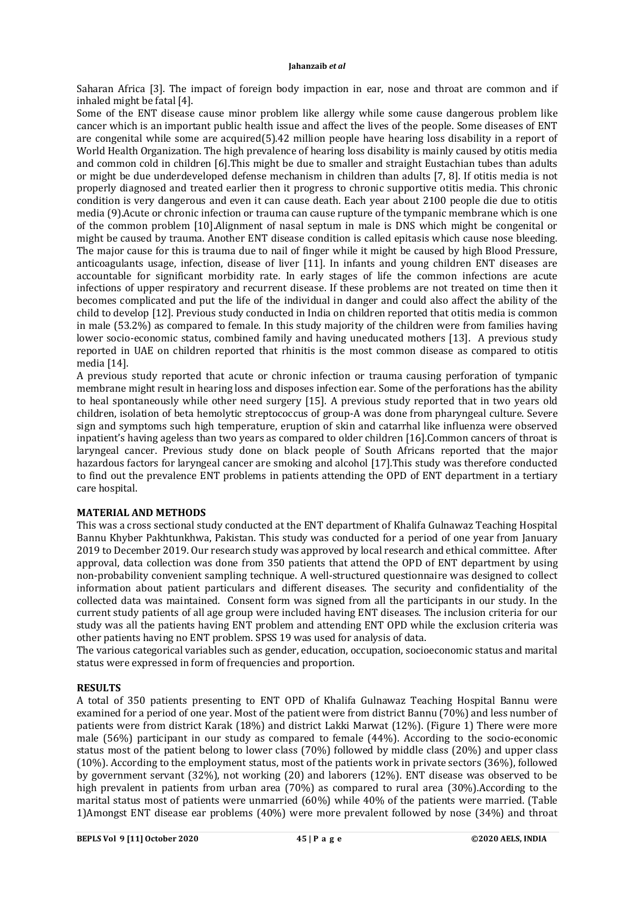Saharan Africa [3]. The impact of foreign body impaction in ear, nose and throat are common and if inhaled might be fatal [4].

Some of the ENT disease cause minor problem like allergy while some cause dangerous problem like cancer which is an important public health issue and affect the lives of the people. Some diseases of ENT are congenital while some are acquired(5).42 million people have hearing loss disability in a report of World Health Organization. The high prevalence of hearing loss disability is mainly caused by otitis media and common cold in children [6].This might be due to smaller and straight Eustachian tubes than adults or might be due underdeveloped defense mechanism in children than adults [7, 8]. If otitis media is not properly diagnosed and treated earlier then it progress to chronic supportive otitis media. This chronic condition is very dangerous and even it can cause death. Each year about 2100 people die due to otitis media (9).Acute or chronic infection or trauma can cause rupture of the tympanic membrane which is one of the common problem [10].Alignment of nasal septum in male is DNS which might be congenital or might be caused by trauma. Another ENT disease condition is called epitasis which cause nose bleeding. The major cause for this is trauma due to nail of finger while it might be caused by high Blood Pressure, anticoagulants usage, infection, disease of liver [11]. In infants and young children ENT diseases are accountable for significant morbidity rate. In early stages of life the common infections are acute infections of upper respiratory and recurrent disease. If these problems are not treated on time then it becomes complicated and put the life of the individual in danger and could also affect the ability of the child to develop [12]. Previous study conducted in India on children reported that otitis media is common in male (53.2%) as compared to female. In this study majority of the children were from families having lower socio-economic status, combined family and having uneducated mothers [13]. A previous study reported in UAE on children reported that rhinitis is the most common disease as compared to otitis media [14].

A previous study reported that acute or chronic infection or trauma causing perforation of tympanic membrane might result in hearing loss and disposes infection ear. Some of the perforations has the ability to heal spontaneously while other need surgery [15]. A previous study reported that in two years old children, isolation of beta hemolytic streptococcus of group-A was done from pharyngeal culture. Severe sign and symptoms such high temperature, eruption of skin and catarrhal like influenza were observed inpatient's having ageless than two years as compared to older children [16].Common cancers of throat is laryngeal cancer. Previous study done on black people of South Africans reported that the major hazardous factors for laryngeal cancer are smoking and alcohol [17].This study was therefore conducted to find out the prevalence ENT problems in patients attending the OPD of ENT department in a tertiary care hospital.

## MATERIAL AND METHODS

This was a cross sectional study conducted at the ENT department of Khalifa Gulnawaz Teaching Hospital Bannu Khyber Pakhtunkhwa, Pakistan. This study was conducted for a period of one year from January 2019 to December 2019. Our research study was approved by local research and ethical committee. After approval, data collection was done from 350 patients that attend the OPD of ENT department by using non-probability convenient sampling technique. A well-structured questionnaire was designed to collect information about patient particulars and different diseases. The security and confidentiality of the collected data was maintained. Consent form was signed from all the participants in our study. In the current study patients of all age group were included having ENT diseases. The inclusion criteria for our study was all the patients having ENT problem and attending ENT OPD while the exclusion criteria was other patients having no ENT problem. SPSS 19 was used for analysis of data.

The various categorical variables such as gender, education, occupation, socioeconomic status and marital status were expressed in form of frequencies and proportion.

## RESULTS

A total of 350 patients presenting to ENT OPD of Khalifa Gulnawaz Teaching Hospital Bannu were examined for a period of one year. Most of the patient were from district Bannu (70%) and less number of patients were from district Karak (18%) and district Lakki Marwat (12%). (Figure 1) There were more male (56%) participant in our study as compared to female (44%). According to the socio-economic status most of the patient belong to lower class (70%) followed by middle class (20%) and upper class (10%). According to the employment status, most of the patients work in private sectors (36%), followed by government servant (32%), not working (20) and laborers (12%). ENT disease was observed to be high prevalent in patients from urban area (70%) as compared to rural area (30%).According to the marital status most of patients were unmarried (60%) while 40% of the patients were married. (Table 1)Amongst ENT disease ear problems (40%) were more prevalent followed by nose (34%) and throat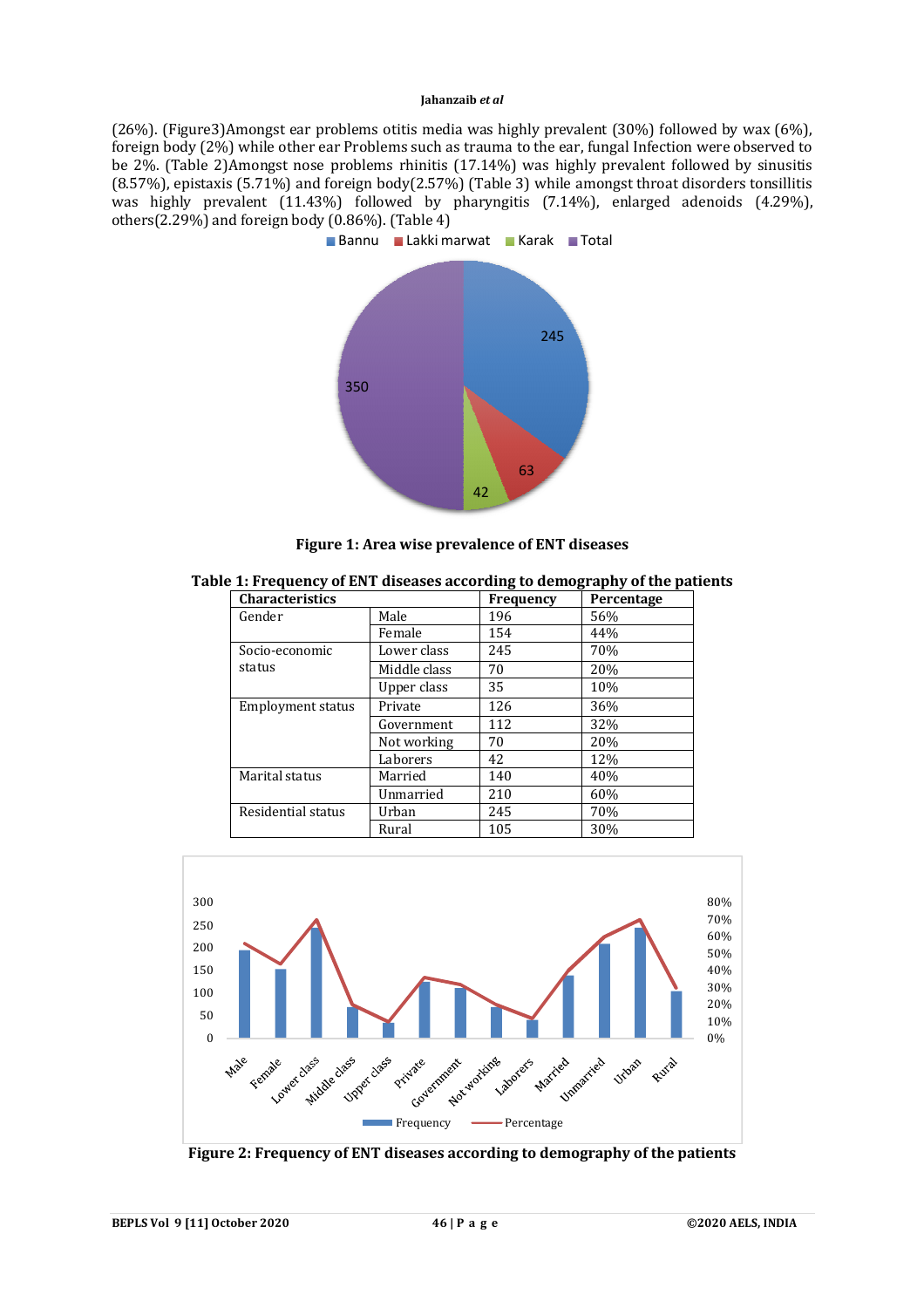(26%). (Figure3)Amongst ear problems otitis media was highly prevalent (30%) followed by wax (6%), foreign body (2%) while other ear Problems such as trauma to the ear, fungal Infection were observed to be 2%. (Table 2)Amongst nose problems rhinitis (17.14%) was highly prevalent followed by sinusitis (8.57%), epistaxis (5.71%) and foreign body(2.57%) (Table 3) while amongst throat disorders tonsillitis was highly prevalent (11.43%) followed by pharyngitis (7.14%), enlarged adenoids (4.29%), others(2.29%) and foreign body (0.86%). (Table 4)

**Figure 1: Area wise prevalence of ENT diseases**

**Table 1: Frequency of ENT diseases according to demography of the patients**

| Characteristics | | Frequency | Percentage |
|---|---|---|---|
| Gender | Male | 196 | 56% |
| | Female | 154 | 44% |
| Socio-economic status | Lower class | 245 | 70% |
| | Middle class | 70 | 20% |
| | Upper class | 35 | 10% |
| Employment status | Private | 126 | 36% |
| | Government | 112 | 32% |
| | Not working | 70 | 20% |
| | Laborers | 42 | 12% |
| Marital status | Married | 140 | 40% |
| | Unmarried | 210 | 60% |
| Residential status | Urban | 245 | 70% |
| | Rural | 105 | 30% |

**Figure 2: Frequency of ENT diseases according to demography of the patients**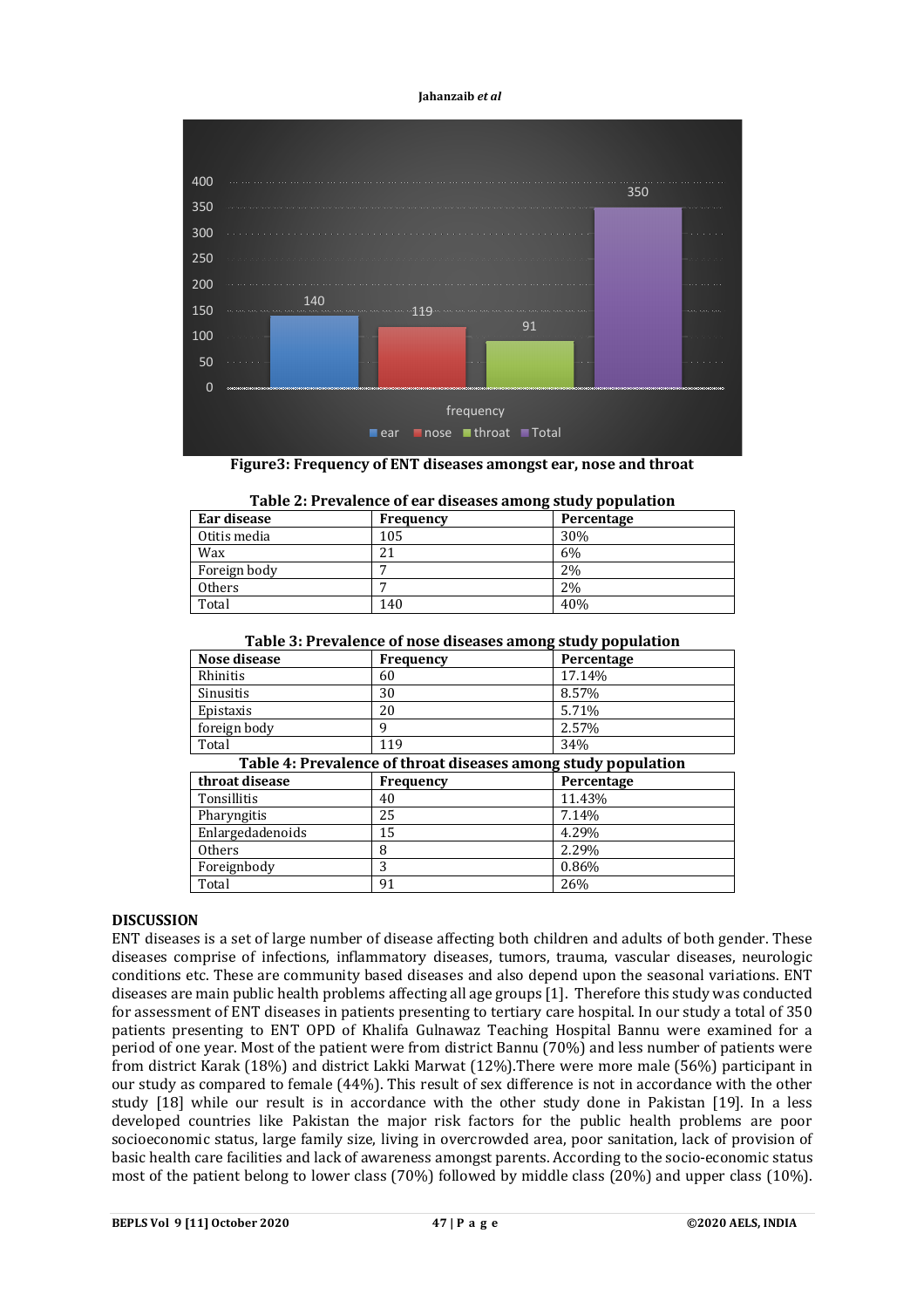Figure3: Frequency of ENT diseases amongst ear, nose and throat

**Table 2: Prevalence of ear diseases among study population**

| Ear disease | Frequency | Percentage |
|---|---|---|
| Otitis media | 105 | 30% |
| Wax | 21 | 6% |
| Foreign body | 7 | 2% |
| Others | 7 | 2% |
| Total | 140 | 40% |

**Table 3: Prevalence of nose diseases among study population**

| Nose disease | Frequency | Percentage |
|---|---|---|
| Rhinitis | 60 | 17.14% |
| Sinusitis | 30 | 8.57% |
| Epistaxis | 20 | 5.71% |
| foreign body | 9 | 2.57% |
| Total | 119 | 34% |

**Table 4: Prevalence of throat diseases among study population**

| throat disease | Frequency | Percentage |
|---|---|---|
| Tonsillitis | 40 | 11.43% |
| Pharyngitis | 25 | 7.14% |
| Enlargedadenoids | 15 | 4.29% |
| Others | 8 | 2.29% |
| Foreignbody | 3 | 0.86% |
| Total | 91 | 26% |

## DISCUSSION

ENT diseases is a set of large number of disease affecting both children and adults of both gender. These diseases comprise of infections, inflammatory diseases, tumors, trauma, vascular diseases, neurologic conditions etc. These are community based diseases and also depend upon the seasonal variations. ENT diseases are main public health problems affecting all age groups [1]. Therefore this study was conducted for assessment of ENT diseases in patients presenting to tertiary care hospital. In our study a total of 350 patients presenting to ENT OPD of Khalifa Gulnawaz Teaching Hospital Bannu were examined for a period of one year. Most of the patient were from district Bannu (70%) and less number of patients were from district Karak (18%) and district Lakki Marwat (12%).There were more male (56%) participant in our study as compared to female (44%). This result of sex difference is not in accordance with the other study [18] while our result is in accordance with the other study done in Pakistan [19]. In a less developed countries like Pakistan the major risk factors for the public health problems are poor socioeconomic status, large family size, living in overcrowded area, poor sanitation, lack of provision of basic health care facilities and lack of awareness amongst parents. According to the socio-economic status most of the patient belong to lower class (70%) followed by middle class (20%) and upper class (10%).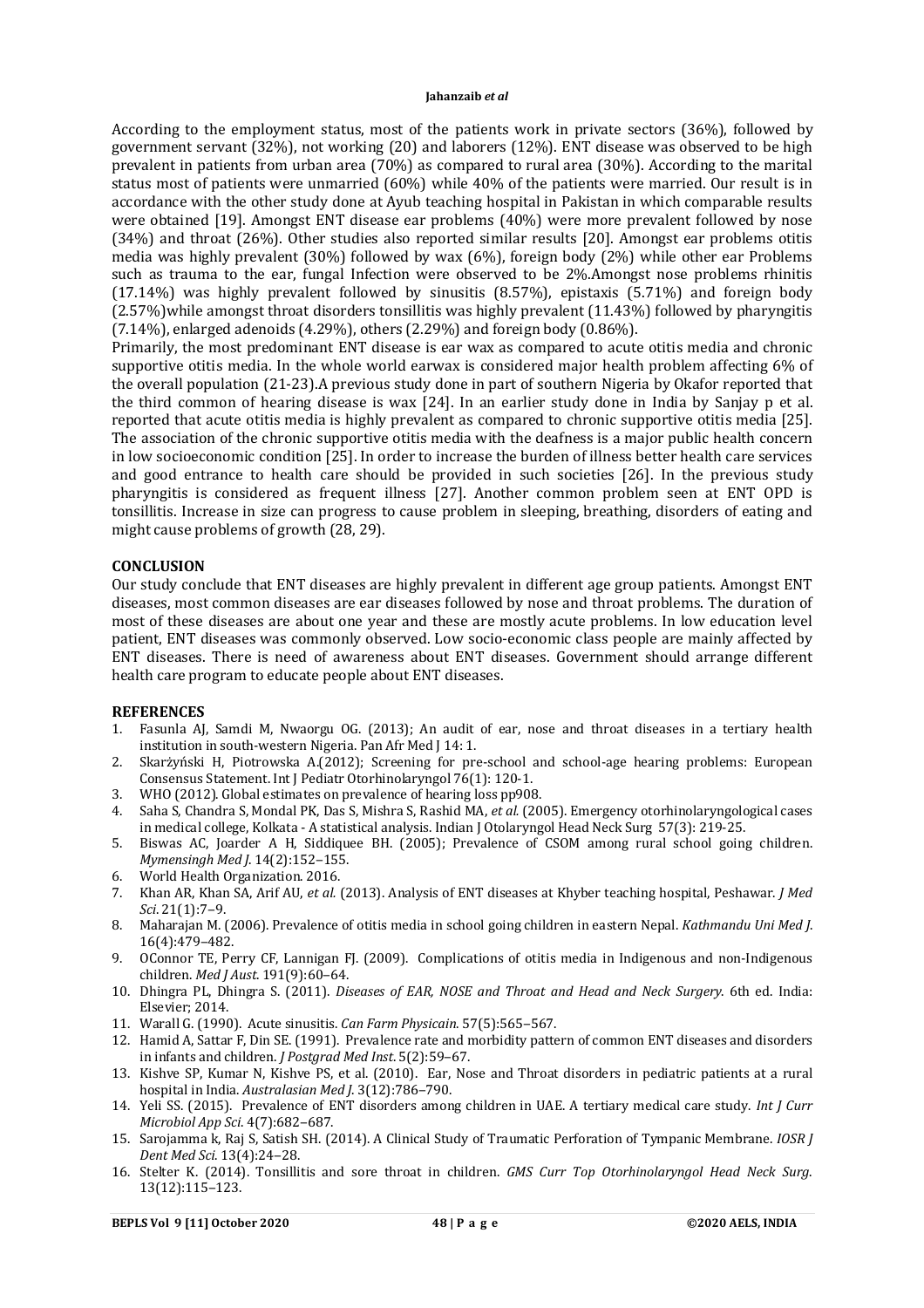According to the employment status, most of the patients work in private sectors (36%), followed by government servant (32%), not working (20) and laborers (12%). ENT disease was observed to be high prevalent in patients from urban area (70%) as compared to rural area (30%). According to the marital status most of patients were unmarried (60%) while 40% of the patients were married. Our result is in accordance with the other study done at Ayub teaching hospital in Pakistan in which comparable results were obtained [19]. Amongst ENT disease ear problems (40%) were more prevalent followed by nose (34%) and throat (26%). Other studies also reported similar results [20]. Amongst ear problems otitis media was highly prevalent (30%) followed by wax (6%), foreign body (2%) while other ear Problems such as trauma to the ear, fungal Infection were observed to be 2%.Amongst nose problems rhinitis (17.14%) was highly prevalent followed by sinusitis (8.57%), epistaxis (5.71%) and foreign body (2.57%)while amongst throat disorders tonsillitis was highly prevalent (11.43%) followed by pharyngitis (7.14%), enlarged adenoids (4.29%), others (2.29%) and foreign body (0.86%).

Primarily, the most predominant ENT disease is ear wax as compared to acute otitis media and chronic supportive otitis media. In the whole world earwax is considered major health problem affecting 6% of the overall population (21-23).A previous study done in part of southern Nigeria by Okafor reported that the third common of hearing disease is wax [24]. In an earlier study done in India by Sanjay p et al. reported that acute otitis media is highly prevalent as compared to chronic supportive otitis media [25]. The association of the chronic supportive otitis media with the deafness is a major public health concern in low socioeconomic condition [25]. In order to increase the burden of illness better health care services and good entrance to health care should be provided in such societies [26]. In the previous study pharyngitis is considered as frequent illness [27]. Another common problem seen at ENT OPD is tonsillitis. Increase in size can progress to cause problem in sleeping, breathing, disorders of eating and might cause problems of growth (28, 29).

## CONCLUSION

Our study conclude that ENT diseases are highly prevalent in different age group patients. Amongst ENT diseases, most common diseases are ear diseases followed by nose and throat problems. The duration of most of these diseases are about one year and these are mostly acute problems. In low education level patient, ENT diseases was commonly observed. Low socio-economic class people are mainly affected by ENT diseases. There is need of awareness about ENT diseases. Government should arrange different health care program to educate people about ENT diseases.

## REFERENCES

1. Fasunla AJ, Samdi M, Nwaorgu OG. (2013); An audit of ear, nose and throat diseases in a tertiary health institution in south-western Nigeria. Pan Afr Med J 14: 1.
2. Skarżyński H, Piotrowska A.(2012); Screening for pre-school and school-age hearing problems: European Consensus Statement. Int J Pediatr Otorhinolaryngol 76(1): 120-1.
3. WHO (2012). Global estimates on prevalence of hearing loss pp908.
4. Saha S, Chandra S, Mondal PK, Das S, Mishra S, Rashid MA, *et al.* (2005). Emergency otorhinolaryngological cases in medical college, Kolkata - A statistical analysis. Indian J Otolaryngol Head Neck Surg 57(3): 219-25.
5. Biswas AC, Joarder A H, Siddiquee BH. (2005); Prevalence of CSOM among rural school going children. *Mymensingh Med J.* 14(2):152–155.
6. World Health Organization. 2016.
7. Khan AR, Khan SA, Arif AU, *et al.* (2013). Analysis of ENT diseases at Khyber teaching hospital, Peshawar. *J Med Sci.* 21(1):7–9.
8. Maharajan M. (2006). Prevalence of otitis media in school going children in eastern Nepal. *Kathmandu Uni Med J.* 16(4):479–482.
9. OConnor TE, Perry CF, Lannigan FJ. (2009). Complications of otitis media in Indigenous and non-Indigenous children. *Med J Aust.* 191(9):60–64.
10. Dhingra PL, Dhingra S. (2011). *Diseases of EAR, NOSE and Throat and Head and Neck Surgery*. 6th ed. India: Elsevier; 2014.
11. Warall G. (1990). Acute sinusitis. *Can Farm Physicain.* 57(5):565–567.
12. Hamid A, Sattar F, Din SE. (1991). Prevalence rate and morbidity pattern of common ENT diseases and disorders in infants and children. *J Postgrad Med Inst.* 5(2):59–67.
13. Kishve SP, Kumar N, Kishve PS, et al. (2010). Ear, Nose and Throat disorders in pediatric patients at a rural hospital in India. *Australasian Med J.* 3(12):786–790.
14. Yeli SS. (2015). Prevalence of ENT disorders among children in UAE. A tertiary medical care study. *Int J Curr Microbiol App Sci.* 4(7):682–687.
15. Sarojamma k, Raj S, Satish SH. (2014). A Clinical Study of Traumatic Perforation of Tympanic Membrane. *IOSR J Dent Med Sci.* 13(4):24–28.
16. Stelter K. (2014). Tonsillitis and sore throat in children. *GMS Curr Top Otorhinolaryngol Head Neck Surg.* 13(12):115–123.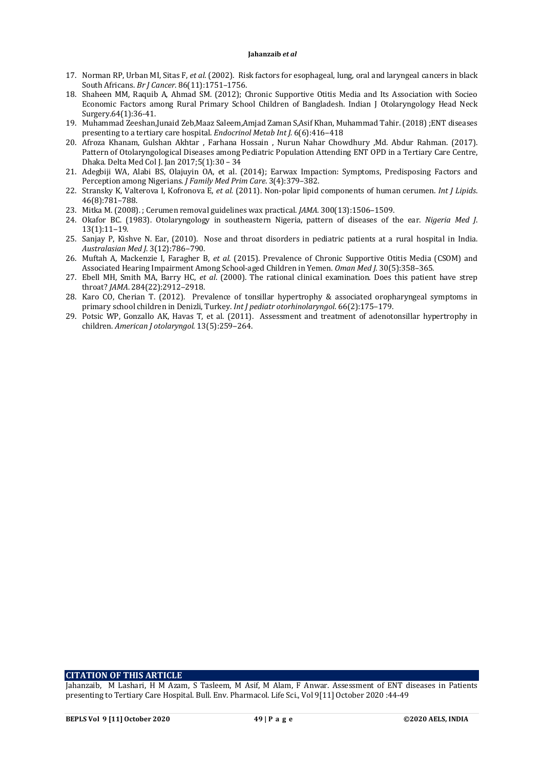17. Norman RP, Urban MI, Sitas F, *et al.* (2002). Risk factors for esophageal, lung, oral and laryngeal cancers in black South Africans. *Br J Cancer*. 86(11):1751–1756.
18. Shaheen MM, Raquib A, Ahmad SM. (2012); Chronic Supportive Otitis Media and Its Association with Socieo Economic Factors among Rural Primary School Children of Bangladesh. Indian J Otolaryngology Head Neck Surgery.64(1):36-41.
19. Muhammad Zeeshan,Junaid Zeb,Maaz Saleem,Amjad Zaman S,Asif Khan, Muhammad Tahir. (2018) ;ENT diseases presenting to a tertiary care hospital. *Endocrinol Metab Int J.* 6(6):416–418
20. Afroza Khanam, Gulshan Akhtar , Farhana Hossain , Nurun Nahar Chowdhury ,Md. Abdur Rahman. (2017). Pattern of Otolaryngological Diseases among Pediatric Population Attending ENT OPD in a Tertiary Care Centre, Dhaka. Delta Med Col J. Jan 2017;5(1):30 – 34
21. Adegbiji WA, Alabi BS, Olajuyin OA, et al. (2014); Earwax Impaction: Symptoms, Predisposing Factors and Perception among Nigerians. *J Family Med Prim Care*. 3(4):379–382.
22. Stransky K, Valterova I, Kofronova E, *et al.* (2011). Non-polar lipid components of human cerumen. *Int J Lipids*. 46(8):781–788.
23. Mitka M. (2008). ; Cerumen removal guidelines wax practical. *JAMA*. 300(13):1506–1509.
24. Okafor BC. (1983). Otolaryngology in southeastern Nigeria, pattern of diseases of the ear. *Nigeria Med J*. 13(1):11–19.
25. Sanjay P, Kishve N. Ear, (2010). Nose and throat disorders in pediatric patients at a rural hospital in India. *Australasian Med J*. 3(12):786–790.
26. Muftah A, Mackenzie I, Faragher B, *et al.* (2015). Prevalence of Chronic Supportive Otitis Media (CSOM) and Associated Hearing Impairment Among School-aged Children in Yemen. *Oman Med J*. 30(5):358–365.
27. Ebell MH, Smith MA, Barry HC, *et al*. (2000). The rational clinical examination. Does this patient have strep throat? *JAMA*. 284(22):2912–2918.
28. Karo CO, Cherian T. (2012). Prevalence of tonsillar hypertrophy & associated oropharyngeal symptoms in primary school children in Denizli, Turkey. *Int J pediatr otorhinolaryngol*. 66(2):175–179.
29. Potsic WP, Gonzallo AK, Havas T, et al. (2011). Assessment and treatment of adenotonsillar hypertrophy in children. *American J otolaryngol*. 13(5):259–264.

**CITATION OF THIS ARTICLE**

Jahanzaib, M Lashari, H M Azam, S Tasleem, M Asif, M Alam, F Anwar. Assessment of ENT diseases in Patients presenting to Tertiary Care Hospital. Bull. Env. Pharmacol. Life Sci., Vol 9[11] October 2020 :44-49